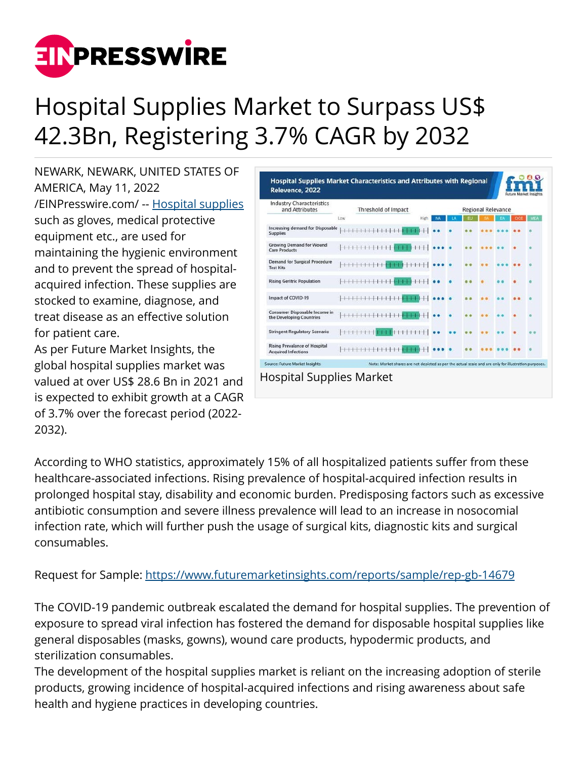# Hospital Supplies Market to Surpass US$ 42.3Bn, Registering 3.7% CAGR by 2032

NEWARK, NEWARK, UNITED STATES OF AMERICA, May 11, 2022 /EINPresswire.com/ -- Hospital supplies such as gloves, medical protective equipment etc., are used for maintaining the hygienic environment and to prevent the spread of hospital-acquired infection. These supplies are stocked to examine, diagnose, and treat disease as an effective solution for patient care.

As per Future Market Insights, the global hospital supplies market was valued at over US$ 28.6 Bn in 2021 and is expected to exhibit growth at a CAGR of 3.7% over the forecast period (2022-2032).

Hospital Supplies Market

According to WHO statistics, approximately 15% of all hospitalized patients suffer from these healthcare-associated infections. Rising prevalence of hospital-acquired infection results in prolonged hospital stay, disability and economic burden. Predisposing factors such as excessive antibiotic consumption and severe illness prevalence will lead to an increase in nosocomial infection rate, which will further push the usage of surgical kits, diagnostic kits and surgical consumables.

Request for Sample: https://www.futuremarketinsights.com/reports/sample/rep-gb-14679

The COVID-19 pandemic outbreak escalated the demand for hospital supplies. The prevention of exposure to spread viral infection has fostered the demand for disposable hospital supplies like general disposables (masks, gowns), wound care products, hypodermic products, and sterilization consumables.

The development of the hospital supplies market is reliant on the increasing adoption of sterile products, growing incidence of hospital-acquired infections and rising awareness about safe health and hygiene practices in developing countries.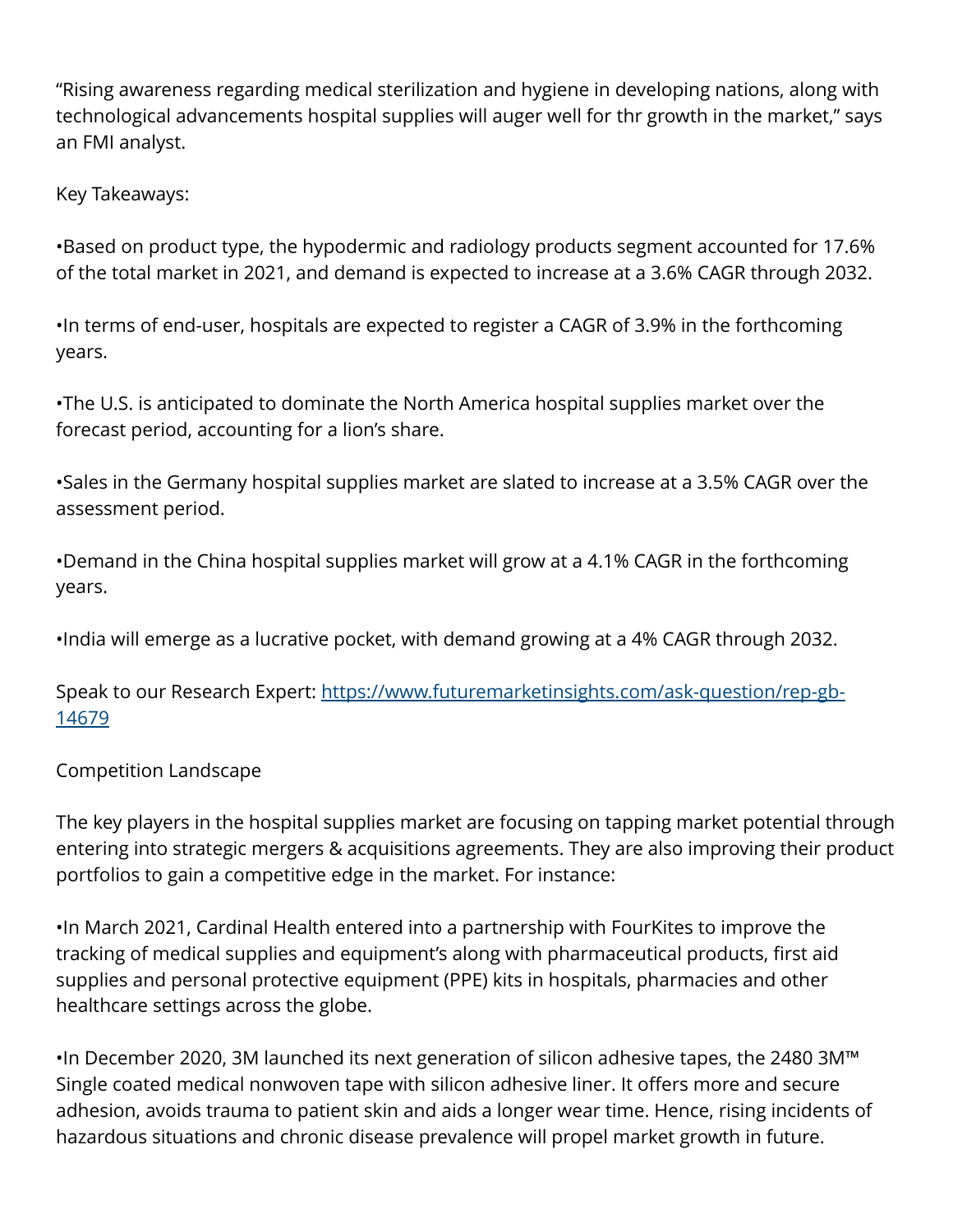“Rising awareness regarding medical sterilization and hygiene in developing nations, along with technological advancements hospital supplies will auger well for thr growth in the market,” says an FMI analyst.

Key Takeaways:

•Based on product type, the hypodermic and radiology products segment accounted for 17.6% of the total market in 2021, and demand is expected to increase at a 3.6% CAGR through 2032.

•In terms of end-user, hospitals are expected to register a CAGR of 3.9% in the forthcoming years.

•The U.S. is anticipated to dominate the North America hospital supplies market over the forecast period, accounting for a lion’s share.

•Sales in the Germany hospital supplies market are slated to increase at a 3.5% CAGR over the assessment period.

•Demand in the China hospital supplies market will grow at a 4.1% CAGR in the forthcoming years.

•India will emerge as a lucrative pocket, with demand growing at a 4% CAGR through 2032.

Speak to our Research Expert: [https://www.futuremarketinsights.com/ask-question/rep-gb-14679](https://www.futuremarketinsights.com/ask-question/rep-gb-14679)

Competition Landscape

The key players in the hospital supplies market are focusing on tapping market potential through entering into strategic mergers & acquisitions agreements. They are also improving their product portfolios to gain a competitive edge in the market. For instance:

•In March 2021, Cardinal Health entered into a partnership with FourKites to improve the tracking of medical supplies and equipment’s along with pharmaceutical products, first aid supplies and personal protective equipment (PPE) kits in hospitals, pharmacies and other healthcare settings across the globe.

•In December 2020, 3M launched its next generation of silicon adhesive tapes, the 2480 3M™ Single coated medical nonwoven tape with silicon adhesive liner. It offers more and secure adhesion, avoids trauma to patient skin and aids a longer wear time. Hence, rising incidents of hazardous situations and chronic disease prevalence will propel market growth in future.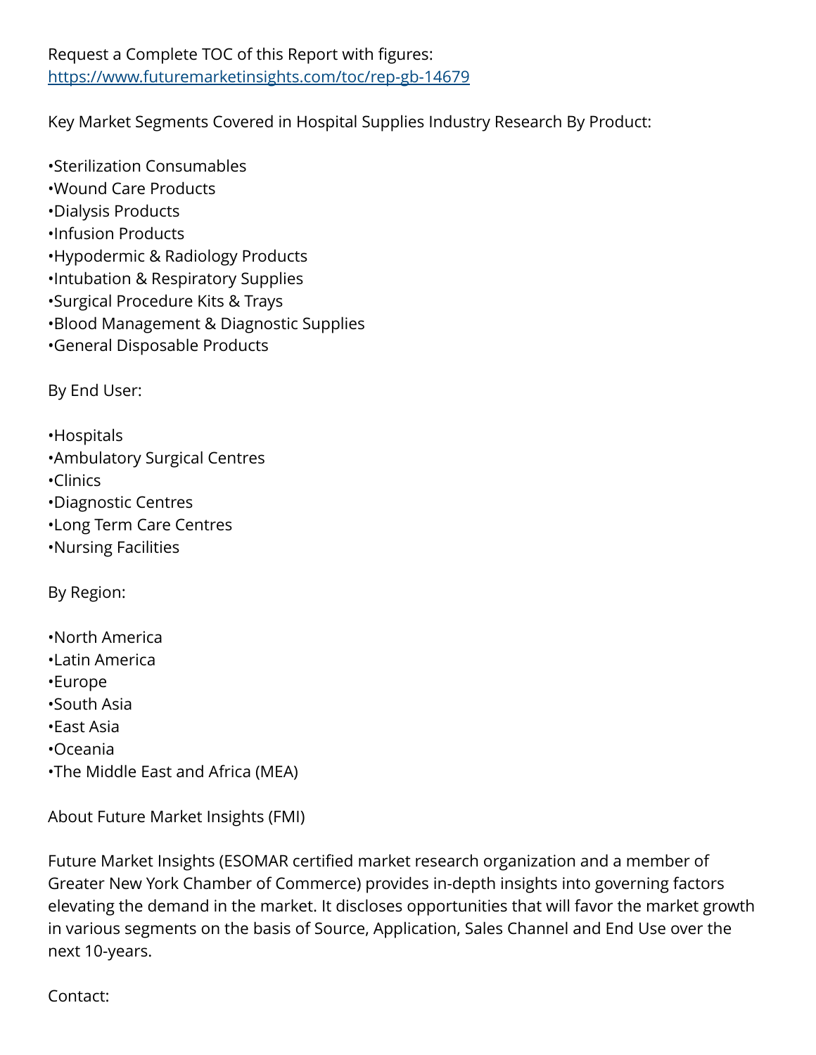Request a Complete TOC of this Report with figures: https://www.futuremarketinsights.com/toc/rep-gb-14679

Key Market Segments Covered in Hospital Supplies Industry Research By Product:

•Sterilization Consumables
•Wound Care Products
•Dialysis Products
•Infusion Products
•Hypodermic & Radiology Products
•Intubation & Respiratory Supplies
•Surgical Procedure Kits & Trays
•Blood Management & Diagnostic Supplies
•General Disposable Products

By End User:

•Hospitals
•Ambulatory Surgical Centres
•Clinics
•Diagnostic Centres
•Long Term Care Centres
•Nursing Facilities

By Region:

•North America
•Latin America
•Europe
•South Asia
•East Asia
•Oceania
•The Middle East and Africa (MEA)

About Future Market Insights (FMI)

Future Market Insights (ESOMAR certified market research organization and a member of Greater New York Chamber of Commerce) provides in-depth insights into governing factors elevating the demand in the market. It discloses opportunities that will favor the market growth in various segments on the basis of Source, Application, Sales Channel and End Use over the next 10-years.

Contact: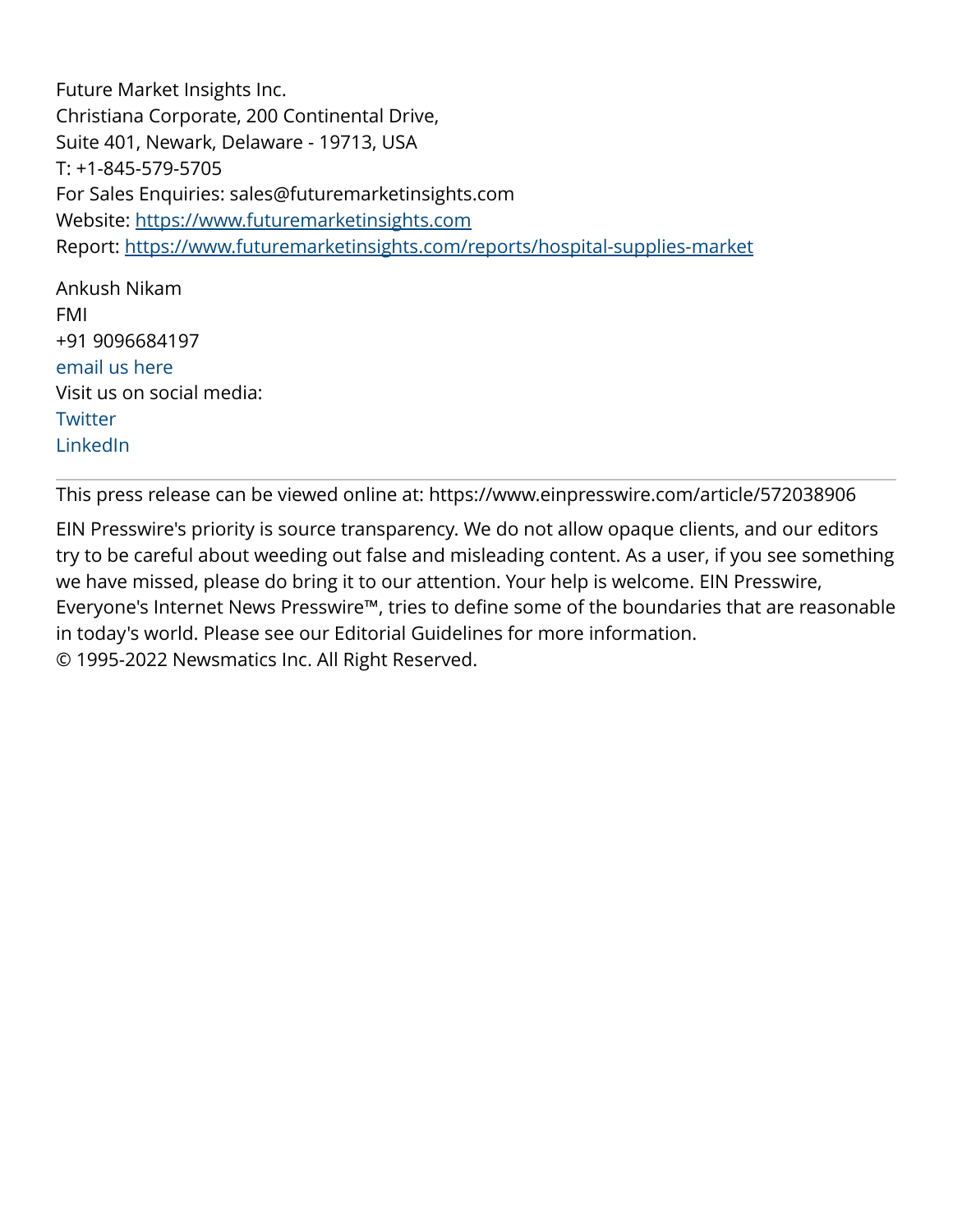Future Market Insights Inc.
Christiana Corporate, 200 Continental Drive,
Suite 401, Newark, Delaware - 19713, USA
T: +1-845-579-5705
For Sales Enquiries: sales@futuremarketinsights.com
Website: [https://www.futuremarketinsights.com](https://www.futuremarketinsights.com)
Report: [https://www.futuremarketinsights.com/reports/hospital-supplies-market](https://www.futuremarketinsights.com/reports/hospital-supplies-market)

Ankush Nikam
FMI
+91 9096684197
email us here
Visit us on social media:
Twitter
LinkedIn

---

This press release can be viewed online at: https://www.einpresswire.com/article/572038906

EIN Presswire's priority is source transparency. We do not allow opaque clients, and our editors try to be careful about weeding out false and misleading content. As a user, if you see something we have missed, please do bring it to our attention. Your help is welcome. EIN Presswire, Everyone's Internet News Presswire™, tries to define some of the boundaries that are reasonable in today's world. Please see our Editorial Guidelines for more information.
© 1995-2022 Newsmatics Inc. All Right Reserved.